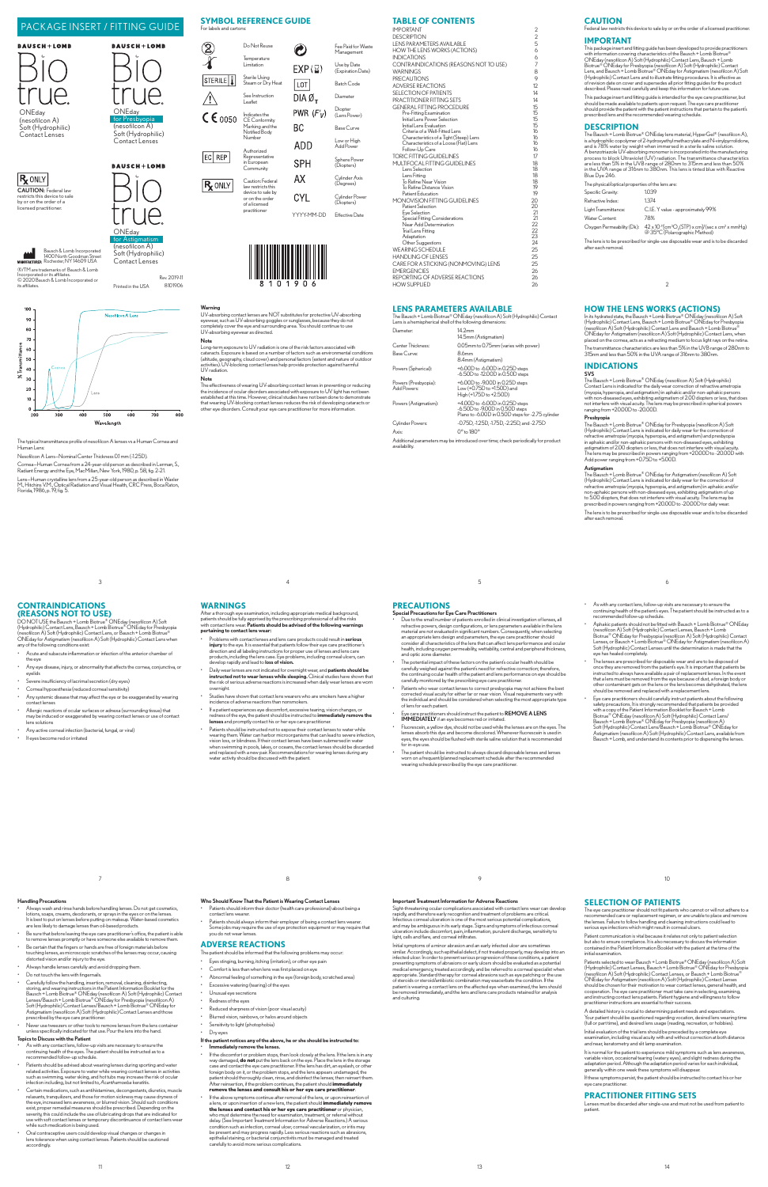# PACKAGE INSERT / FITTING GUIDE

BAUSCH + LOMB

# Bio true.

ONEday (nesofilcon A) Soft (Hydrophilic) Contact Lenses

BAUSCH + LOMB

# Bio true.

ONEday for Presbyopia (nesofilcon A) Soft (Hydrophilic) Contact Lenses

BAUSCH + LOMB

# Bio true.

ONEday for Astigmatism (nesofilcon A) Soft (Hydrophilic) Contact Lenses

Rx ONLY

**CAUTION:** Federal law restricts this device to sale by or on the order of a licensed practitioner.

MANUFACTURER: Bausch & Lomb Incorporated 1400 North Goodman Street Rochester, NY 14609 USA

®/TM are trademarks of Bausch & Lomb Incorporated or its affiliates.
© 2020 Bausch & Lomb Incorporated or its affiliates.

Printed in the USA

Rev 2019-11
8101906

## SYMBOL REFERENCE GUIDE

For labels and cartons:

| Symbol | Meaning | Symbol | Meaning |
|---|---|---|---|
| (2) | Do Not Reuse | | Fee Paid for Waste Management |
| | Temperature Limitation | EXP | Use by Date (Expiration Date) |
| STERILE | Sterile Using Steam or Dry Heat | LOT | Batch Code |
| ⚠ | See Instruction Leaflet | DIA Ø | Diameter |
| CE 0050 | Indicates the CE Conformity Marking and the Notified Body Number | PWR ($F'_v$) | Diopter (Lens Power) |
| EC REP | Authorized Representative in European Community | BC | Base Curve |
| Rx ONLY | Caution: Federal law restricts this device to sale by or on the order of a licensed practitioner | ADD | Low or High Add Power |
| | | SPH | Sphere Power (Diopters) |
| | | AX | Cylinder Axis (Degrees) |
| | | CYL | Cylinder Power (Diopters) |
| | | YYYY-MM-DD | Effective Date |

8 1 0 1 9 0 6

## TABLE OF CONTENTS

| | |
|---|---|
| IMPORTANT | 2 |
| DESCRIPTION | 2 |
| LENS PARAMETERS AVAILABLE | 5 |
| HOW THE LENS WORKS (ACTIONS) | 6 |
| INDICATIONS | 6 |
| CONTRAINDICATIONS (REASONS NOT TO USE) | 7 |
| WARNINGS | 8 |
| PRECAUTIONS | 9 |
| ADVERSE REACTIONS | 12 |
| SELECTION OF PATIENTS | 14 |
| PRACTITIONER FITTING SETS | 14 |
| GENERAL FITTING PROCEDURE | 15 |
| Pre-Fitting Examination | 15 |
| Initial Lens Power Selection | 15 |
| Initial Lens Evaluation | 15 |
| Criteria of a Well-Fitted Lens | 16 |
| Characteristics of a Tight (Steep) Lens | 16 |
| Characteristics of a Loose (Flat) Lens | 16 |
| Follow-Up Care | 16 |
| TORIC FITTING GUIDELINES | 17 |
| MULTIFOCAL FITTING GUIDELINES | 18 |
| Lens Selection | 18 |
| Lens Fitting | 18 |
| To Refine Near Vision | 19 |
| To Refine Distance Vision | 19 |
| Patient Education | 19 |
| MONOVISION FITTING GUIDELINES | 20 |
| Patient Selection | 20 |
| Eye Selection | 21 |
| Special Fitting Considerations | 21 |
| Near Add Determination | 22 |
| Trial Lens Fitting | 22 |
| Adaptation | 23 |
| Other Suggestions | 24 |
| WEARING SCHEDULE | 25 |
| HANDLING OF LENSES | 25 |
| CARE FOR A STICKING (NONMOVING) LENS | 25 |
| EMERGENCIES | 26 |
| REPORTING OF ADVERSE REACTIONS | 26 |
| HOW SUPPLIED | 26 |

## CAUTION

Federal law restricts this device to sale by or on the order of a licensed practitioner.

## IMPORTANT

This package insert and fitting guide has been developed to provide practitioners with information covering characteristics of the Bausch + Lomb Biotrue® ONEday (nesofilcon A) Soft (Hydrophilic) Contact Lens, Bausch + Lomb Biotrue® ONEday for Presbyopia (nesofilcon A) Soft (Hydrophilic) Contact Lens, and Bausch + Lomb Biotrue® ONEday for Astigmatism (nesofilcon A) Soft (Hydrophilic) Contact Lens and to illustrate fitting procedures. It is effective as of revision date on cover and supersedes all prior fitting guides for the product described. Please read carefully and keep this information for future use.

This package insert and fitting guide is intended for the eye care practitioner, but should be made available to patients upon request. The eye care practitioner should provide the patient with the patient instructions that pertain to the patient's prescribed lens and the recommended wearing schedule.

## DESCRIPTION

The Bausch + Lomb Biotrue® ONEday lens material, HyperGel® (nesofilcon A), is a hydrophilic copolymer of 2-hydroxyethyl methacrylate and N-vinyl pyrrolidone, and is 78% water by weight when immersed in a sterile saline solution. A benzotriazole UV-absorbing monomer is incorporated into the manufacturing process to block Ultraviolet (UV) radiation. The transmittance characteristics are less than 5% in the UVB range of 280nm to 315nm and less than 50% in the UVA range of 316nm to 380nm. The lens is tinted blue with Reactive Blue Dye 246.

The physical/optical properties of the lens are:

| | |
|---|---|
| Specific Gravity: | 1.039 |
| Refractive Index: | 1.374 |
| Light Transmittance: | C.I.E. Y value - approximately 99% |
| Water Content: | 78% |
| Oxygen Permeability (Dk): | $42 \times 10^{-11}$ [cm$^3$O$_2$(STP) x cm]/(sec x cm$^2$ x mmHg) @ 35°C (Polarographic Method) |

The lens is to be prescribed for single-use disposable wear and is to be discarded after each removal.

The typical transmittance profile of nesofilcon A lenses vs a Human Cornea and Human Lens:

Nesofilcon A Lens—Nominal Center Thickness 0.1 mm (-1.25D).

Cornea—Human Cornea from a 24-year-old person as described in Lerman, S., Radiant Energy and the Eye, MacMillan, New York, 1980, p. 58, fig. 2-21.

Lens—Human crystalline lens from a 25-year-old person as described in Waxler M., Hitchins V.M., Optical Radiation and Visual Health, CRC Press, Boca Raton, Florida, 1986, p. 19, fig. 5.

**Warning**

UV-absorbing contact lenses are NOT substitutes for protective UV-absorbing eyewear, such as UV-absorbing goggles or sunglasses, because they do not completely cover the eye and surrounding area. You should continue to use UV-absorbing eyewear as directed.

**Note**

Long-term exposure to UV radiation is one of the risk factors associated with cataracts. Exposure is based on a number of factors such as environmental conditions (altitude, geography, cloud cover) and personal factors (extent and nature of outdoor activities). UV-blocking contact lenses help provide protection against harmful UV radiation.

**Note**

The effectiveness of wearing UV-absorbing contact lenses in preventing or reducing the incidence of ocular disorders associated with exposure to UV light has not been established at this time. However, clinical studies have not been done to demonstrate that wearing UV-blocking contact lenses reduces the risk of developing cataracts or other eye disorders. Consult your eye care practitioner for more information.

## LENS PARAMETERS AVAILABLE

The Bausch + Lomb Biotrue® ONEday (nesofilcon A) Soft (Hydrophilic) Contact Lens is a hemispherical shell of the following dimensions:

| | |
|---|---|
| Diameter: | 14.2mm<br>14.5mm (Astigmatism) |
| Center Thickness: | 0.05mm to 0.75mm (varies with power) |
| Base Curve: | 8.6mm<br>8.4mm (Astigmatism) |
| Powers (Spherical): | +6.00D to -6.00D in 0.25D steps<br>-6.50D to -12.00D in 0.50D steps |
| Powers (Presbyopia):<br>Add Powers: | +6.00D to -9.00D in 0.25D steps<br>Low (+0.75D to +1.50D) and<br>High (+1.75D to +2.50D) |
| Powers (Astigmatism): | +4.00D to -6.00D in 0.25D steps<br>-6.50D to -9.00D in 0.50D steps<br>Plano to -6.00D in 0.25D steps for -2.75 cylinder |
| Cylinder Powers: | -0.75D, -1.25D, -1.75D, -2.25D, and -2.75D |
| Axis: | 0° to 180° |

Additional parameters may be introduced over time; check periodically for product availability.

## HOW THE LENS WORKS (ACTIONS)

In its hydrated state, the Bausch + Lomb Biotrue® ONEday (nesofilcon A) Soft (Hydrophilic) Contact Lens, Bausch + Lomb Biotrue® ONEday for Presbyopia (nesofilcon A) Soft (Hydrophilic) Contact Lens and Bausch + Lomb Biotrue® ONEday for Astigmatism (nesofilcon A) Soft (Hydrophilic) Contact Lens, when placed on the cornea, acts as a refracting medium to focus light rays on the retina.

The transmittance characteristics are less than 5% in the UVB range of 280nm to 315nm and less than 50% in the UVA range of 316nm to 380nm.

## INDICATIONS

**SVS**

The Bausch + Lomb Biotrue® ONEday (nesofilcon A) Soft (Hydrophilic) Contact Lens is indicated for the daily wear correction of refractive ametropia (myopia, hyperopia, and astigmatism) in aphakic and/or non-aphakic persons with non-diseased eyes, exhibiting astigmatism of 2.00 diopters or less, that does not interfere with visual acuity. The lens may be prescribed in spherical powers ranging from +20.00D to -20.00D.

**Presbyopia**

The Bausch + Lomb Biotrue® ONEday for Presbyopia (nesofilcon A) Soft (Hydrophilic) Contact Lens is indicated for the daily wear for the correction of refractive ametropia (myopia, hyperopia, and presbyopia) in aphakic and/or non-aphakic persons with non-diseased eyes, exhibiting astigmatism of 2.00 diopters or less, that does not interfere with visual acuity. The lens may be prescribed in powers ranging from +20.00D to -20.00D with Add power ranging from +0.75D to +5.00D.

**Astigmatism**

The Bausch + Lomb Biotrue® ONEday for Astigmatism (nesofilcon A) Soft (Hydrophilic) Contact Lens is indicated for daily wear for the correction of refractive ametropia (myopia, hyperopia, and astigmatism) in aphakic and/or non-aphakic persons with non-diseased eyes, exhibiting astigmatism of up to 5.00 diopters, that does not interfere with visual acuity. The lens may be prescribed in powers ranging from +20.00D to -20.00D for daily wear.

The lens is to be prescribed for single-use disposable wear and is to be discarded after each removal.

## CONTRAINDICATIONS (REASONS NOT TO USE)

DO NOT USE the Bausch + Lomb Biotrue® ONEday (nesofilcon A) Soft (Hydrophilic) Contact Lens, Bausch + Lomb Biotrue® ONEday for Presbyopia (nesofilcon A) Soft (Hydrophilic) Contact Lens, or Bausch + Lomb Biotrue® ONEday for Astigmatism (nesofilcon A) Soft (Hydrophilic) Contact Lens when any of the following conditions exist:

- Acute and subacute inflammation or infection of the anterior chamber of the eye
- Any eye disease, injury, or abnormality that affects the cornea, conjunctiva, or eyelids
- Severe insufficiency of lacrimal secretion (dry eyes)
- Corneal hypoesthesia (reduced corneal sensitivity)
- Any systemic disease that may affect the eye or be exaggerated by wearing contact lenses
- Allergic reactions of ocular surfaces or adnexa (surrounding tissue) that may be induced or exaggerated by wearing contact lenses or use of contact lens solutions
- Any active corneal infection (bacterial, fungal, or viral)
- If eyes become red or irritated

## WARNINGS

After a thorough eye examination, including appropriate medical background, patients should be fully apprised by the prescribing professional of all the risks with contact lens wear. **Patients should be advised of the following warnings pertaining to contact lens wear:**

- Problems with contact lenses and lens care products could result in **serious injury** to the eye. It is essential that patients follow their eye care practitioner's direction and all labeling instructions for proper use of lenses and lens care products, including the lens case. Eye problems, including corneal ulcers, can develop rapidly and lead to **loss of vision.**
- Daily wear lenses are not indicated for overnight wear, and **patients should be instructed not to wear lenses while sleeping.** Clinical studies have shown that the risk of serious adverse reactions is increased when daily wear lenses are worn overnight.
- Studies have shown that contact lens wearers who are smokers have a higher incidence of adverse reactions than nonsmokers.
- If a patient experiences eye discomfort, excessive tearing, vision changes, or redness of the eye, the patient should be instructed to **immediately remove the lenses** and promptly contact his or her eye care practitioner.
- Patients should be instructed not to expose their contact lenses to water while wearing them. Water can harbor microorganisms that can lead to severe infection, vision loss, or blindness. If their contact lenses have been submersed in water when swimming in pools, lakes, or oceans, the contact lenses should be discarded and replaced with a new pair. Recommendations for wearing lenses during any water activity should be discussed with the patient.

## PRECAUTIONS

**Special Precautions for Eye Care Practitioners**

- Due to the small number of patients enrolled in clinical investigation of lenses, all refractive powers, design configurations, or lens parameters available in the lens material are not evaluated in significant numbers. Consequently, when selecting an appropriate lens design and parameters, the eye care practitioner should consider all characteristics of the lens that can affect lens performance and ocular health, including oxygen permeability, wettability, central and peripheral thickness, and optic zone diameter.
- The potential impact of these factors on the patient's ocular health should be carefully weighed against the patient's need for refractive correction; therefore, the continuing ocular health of the patient and lens performance on eye should be carefully monitored by the prescribing eye care practitioner.
- Patients who wear contact lenses to correct presbyopia may not achieve the best corrected visual acuity for either far or near vision. Visual requirements vary with the individual and should be considered when selecting the most appropriate type of lens for each patient.
- Eye care practitioners should instruct the patient to **REMOVE A LENS IMMEDIATELY** if an eye becomes red or irritated.
- Fluorescein, a yellow dye, should not be used while the lenses are on the eyes. The lenses absorb this dye and become discolored. Whenever fluorescein is used in eyes, the eyes should be flushed with a sterile saline solution that is recommended for in-eye use.
- The patient should be instructed to always discard disposable lenses and lenses worn on a frequent/planned replacement schedule after the recommended wearing schedule prescribed by the eye care practitioner.
- As with any contact lens, follow-up visits are necessary to assure the continuing health of the patient's eyes. The patient should be instructed as to a recommended follow-up schedule.
- Aphakic patients should not be fitted with Bausch + Lomb Biotrue® ONEday (nesofilcon A) Soft (Hydrophilic) Contact Lenses, Bausch + Lomb Biotrue® ONEday for Presbyopia (nesofilcon A) Soft (Hydrophilic) Contact Lenses, or Bausch + Lomb Biotrue® ONEday for Astigmatism (nesofilcon A) Soft (Hydrophilic) Contact Lenses until the determination is made that the eye has healed completely.
- The lenses are prescribed for disposable wear and are to be disposed of once they are removed from the patient's eye. It is important that patients be instructed to always have available a pair of replacement lenses. In the event that a lens must be removed from the eye because of dust, a foreign body or other contaminant gets on the lens or the lens becomes dehydrated, the lens should be removed and replaced with a replacement lens.
- Eye care practitioners should carefully instruct patients about the following safety precautions. It is strongly recommended that patients be provided with a copy of the Patient Information Booklet for Bausch + Lomb Biotrue® ONEday (nesofilcon A) Soft (Hydrophilic) Contact Lens/ Bausch + Lomb Biotrue® ONEday for Presbyopia (nesofilcon A) Soft (Hydrophilic) Contact Lens/Bausch + Lomb Biotrue® ONEday for Astigmatism (nesofilcon A) Soft (Hydrophilic) Contact Lens, available from Bausch + Lomb, and understand its contents prior to dispensing the lenses.

**Handling Precautions**

- Always wash and rinse hands before handling lenses. Do not get cosmetics, lotions, soaps, creams, deodorants, or sprays in the eyes or on the lenses. It is best to put on lenses before putting on makeup. Water-based cosmetics are less likely to damage lenses than oil-based products.
- Be sure that before leaving the eye care practitioner's office, the patient is able to remove lenses promptly or have someone else available to remove them.
- Be certain that the fingers or hands are free of foreign materials before touching lenses, as microscopic scratches of the lenses may occur, causing distorted vision and/or injury to the eye.
- Always handle lenses carefully and avoid dropping them.
- Do not touch the lens with fingernails.
- Carefully follow the handling, insertion, removal, cleaning, disinfecting, storing, and wearing instructions in the Patient Information Booklet for the Bausch + Lomb Biotrue® ONEday (nesofilcon A) Soft (Hydrophilic) Contact Lenses/Bausch + Lomb Biotrue® ONEday for Presbyopia (nesofilcon A) Soft (Hydrophilic) Contact Lenses/Bausch + Lomb Biotrue® ONEday for Astigmatism (nesofilcon A) Soft (Hydrophilic) Contact Lenses and those prescribed by the eye care practitioner.
- Never use tweezers or other tools to remove lenses from the lens container unless specifically indicated for that use. Pour the lens into the hand.

**Topics to Discuss with the Patient**

- As with any contact lens, follow-up visits are necessary to assure the continuing health of the eyes. The patient should be instructed as to a recommended follow-up schedule.
- Patients should be advised about wearing lenses during sporting and water related activities. Exposure to water while wearing contact lenses in activities such as swimming, water skiing, and hot tubs may increase the risk of ocular infection including, but not limited to, *Acanthamoeba* keratitis.
- Certain medications, such as antihistamines, decongestants, diuretics, muscle relaxants, tranquilizers, and those for motion sickness may cause dryness of the eye, increased lens awareness, or blurred vision. Should such conditions exist, proper remedial measures should be prescribed. Depending on the severity, this could include the use of lubricating drops that are indicated for use with soft contact lenses or temporary discontinuance of contact lens wear while such medication is being used.
- Oral contraceptive users could develop visual changes or changes in lens tolerance when using contact lenses. Patients should be cautioned accordingly.

**Who Should Know That the Patient is Wearing Contact Lenses**

- Patients should inform their doctor (health care professional) about being a contact lens wearer.
- Patients should always inform their employer of being a contact lens wearer. Some jobs may require the use of eye protection equipment or may require that you do not wear lenses.

## ADVERSE REACTIONS

The patient should be informed that the following problems may occur:

- Eyes stinging, burning, itching (irritation), or other eye pain
- Comfort is less than when lens was first placed on eye
- Abnormal feeling of something in the eye (foreign body, scratched area)
- Excessive watering (tearing) of the eyes
- Unusual eye secretions
- Redness of the eyes
- Reduced sharpness of vision (poor visual acuity)
- Blurred vision, rainbows, or halos around objects
- Sensitivity to light (photophobia)
- Dry eyes

**If the patient notices any of the above, he or she should be instructed to:**

- **Immediately remove the lenses.**
- If the discomfort or problem stops, then look closely at the lens. If the lens is in any way damaged, **do not** put the lens back on the eye. Place the lens in the storage case and contact the eye care practitioner. If the lens has dirt, an eyelash, or other foreign body on it, or the problem stops, and the lens appears undamaged, the patient should thoroughly clean, rinse, and disinfect the lenses; then reinsert them. After reinsertion, if the problem continues, the patient should **immediately remove the lenses and consult his or her eye care practitioner.**
- If the above symptoms continue after removal of the lens, or upon reinsertion of a lens, or upon insertion of a new lens, the patient should **immediately remove the lenses and contact his or her eye care practitioner** or physician, who must determine the need for examination, treatment, or referral without delay. (See Important Treatment Information for Adverse Reactions.) A serious condition such as infection, corneal ulcer, corneal vascularization, or iritis may be present and may progress rapidly. Less serious reactions such as abrasions, epithelial staining, or bacterial conjunctivitis must be managed and treated carefully to avoid more serious complications.

**Important Treatment Information for Adverse Reactions**

Sight-threatening ocular complications associated with contact lens wear can develop rapidly, and therefore early recognition and treatment of problems are critical. Infectious corneal ulceration is one of the most serious potential complications, and may be ambiguous in its early stage. Signs and symptoms of infectious corneal ulceration include discomfort, pain, inflammation, purulent discharge, sensitivity to light, cells and flare, and corneal infiltrates.

Initial symptoms of a minor abrasion and an early infected ulcer are sometimes similar. Accordingly, such epithelial defect, if not treated properly, may develop into an infected ulcer. In order to prevent serious progression of these conditions, a patient presenting symptoms of abrasions or early ulcers should be evaluated as a potential medical emergency, treated accordingly, and be referred to a corneal specialist when appropriate. Standard therapy for corneal abrasions such as eye patching or the use of steroids or steroid/antibiotic combination may exacerbate the condition. If the patient is wearing a contact lens on the affected eye when examined, the lens should be removed immediately and the lens and lens care products retained for analysis and culturing.

## SELECTION OF PATIENTS

The eye care practitioner should not fit patients who cannot or will not adhere to a recommended care or replacement regimen, or are unable to place and remove the lenses. Failure to follow handling and cleaning instructions could lead to serious eye infections which might result in corneal ulcers.

Patient communication is vital because it relates not only to patient selection but also to ensure compliance. It is also necessary to discuss the information contained in the Patient Information Booklet with the patient at the time of the initial examination.

Patients selected to wear Bausch + Lomb Biotrue® ONEday (nesofilcon A) Soft (Hydrophilic) Contact Lenses, Bausch + Lomb Biotrue® ONEday for Presbyopia (nesofilcon A) Soft (Hydrophilic) Contact Lenses, or Bausch + Lomb Biotrue® ONEday for Astigmatism (nesofilcon A) Soft (Hydrophilic) Contact Lenses should be chosen for their motivation to wear contact lenses, general health, and cooperation. The eye care practitioner must take care in selecting, examining, and instructing contact lens patients. Patient hygiene and willingness to follow practitioner instructions are essential to their success.

A detailed history is crucial to determining patient needs and expectations. Your patient should be questioned regarding vocation, desired lens wearing time (full or part time), and desired lens usage (reading, recreation, or hobbies).

Initial evaluation of the trial lens should be preceded by a complete eye examination, including visual acuity with and without correction at both distance and near, keratometry and slit lamp examination.

It is normal for the patient to experience mild symptoms such as lens awareness, variable vision, occasional tearing (watery eyes), and slight redness during the adaptation period. Although the adaptation period varies for each individual, generally within one week these symptoms will disappear.

If these symptoms persist, the patient should be instructed to contact his or her eye care practitioner.

## PRACTITIONER FITTING SETS

Lenses must be discarded after single-use and must not be used from patient to patient.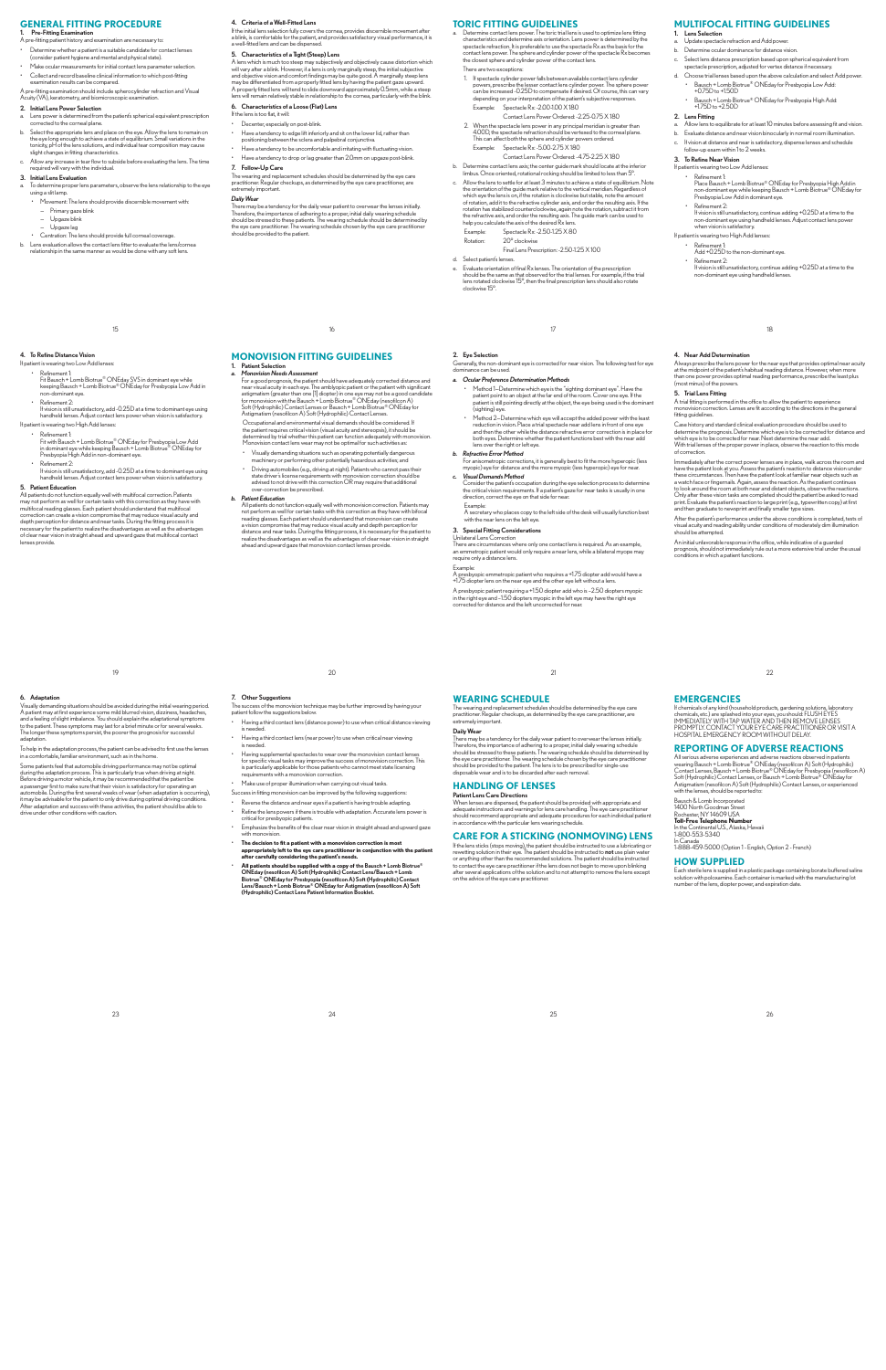# GENERAL FITTING PROCEDURE

## 1. Pre-Fitting Examination

A pre-fitting patient history and examination are necessary to:

- Determine whether a patient is a suitable candidate for contact lenses (consider patient hygiene and mental and physical state).
- Make ocular measurements for initial contact lens parameter selection.
- Collect and record baseline clinical information to which post-fitting examination results can be compared.

A pre-fitting examination should include spherocylinder refraction and Visual Acuity (VA), keratometry, and biomicroscopic examination.

## 2. Initial Lens Power Selection

a. Lens power is determined from the patient's spherical equivalent prescription corrected to the corneal plane.

b. Select the appropriate lens and place on the eye. Allow the lens to remain on the eye long enough to achieve a state of equilibrium. Small variations in the tonicity, pH of the lens solutions, and individual tear composition may cause slight changes in fitting characteristics.

c. Allow any increase in tear flow to subside before evaluating the lens. The time required will vary with the individual.

## 3. Initial Lens Evaluation

a. To determine proper lens parameters, observe the lens relationship to the eye using a slit lamp.

- Movement: The lens should provide discernible movement with:
  - Primary gaze blink
  - Upgaze blink
  - Upgaze lag
- Centration: The lens should provide full corneal coverage.

b. Lens evaluation allows the contact lens fitter to evaluate the lens/cornea relationship in the same manner as would be done with any soft lens.

## 4. Criteria of a Well-Fitted Lens

If the initial lens selection fully covers the cornea, provides discernible movement after a blink, is comfortable for the patient, and provides satisfactory visual performance, it is a well-fitted lens and can be dispensed.

## 5. Characteristics of a Tight (Steep) Lens

A lens which is much too steep may subjectively and objectively cause distortion which will vary after a blink. However, if a lens is only marginally steep, the initial subjective and objective vision and comfort findings may be quite good. A marginally steep lens may be differentiated from a properly fitted lens by having the patient gaze upward. A properly fitted lens will tend to slide downward approximately 0.5mm, while a steep lens will remain relatively stable in relationship to the cornea, particularly with the blink.

## 6. Characteristics of a Loose (Flat) Lens

If the lens is too flat, it will:

- Decenter, especially on post-blink.
- Have a tendency to edge lift inferiorly and sit on the lower lid, rather than positioning between the sclera and palpebral conjunctiva.
- Have a tendency to be uncomfortable and irritating with fluctuating vision.
- Have a tendency to drop or lag greater than 2.0mm on upgaze post-blink.

## 7. Follow-Up Care

The wearing and replacement schedules should be determined by the eye care practitioner. Regular checkups, as determined by the eye care practitioner, are extremely important.

*Daily Wear*

There may be a tendency for the daily wear patient to overwear the lenses initially. Therefore, the importance of adhering to a proper, initial daily wearing schedule should be stressed to these patients. The wearing schedule should be determined by the eye care practitioner. The wearing schedule chosen by the eye care practitioner should be provided to the patient.

# TORIC FITTING GUIDELINES

a. Determine contact lens power. The toric trial lens is used to optimize lens fitting characteristics and determine axis orientation. Lens power is determined by the spectacle refraction. It is preferable to use the spectacle Rx as the basis for the contact lens power. The sphere and cylinder power of the spectacle Rx becomes the closest sphere and cylinder power of the contact lens.

There are two exceptions:

1. If spectacle cylinder power falls between available contact lens cylinder powers, prescribe the lesser contact lens cylinder power. The sphere power can be increased -0.25D to compensate if desired. Of course, this can vary depending on your interpretation of the patient's subjective responses.

   Example: Spectacle Rx: -2.00-1.00 X 180
   
   Contact Lens Power Ordered: -2.25-0.75 X 180

2. When the spectacle lens power in any principal meridian is greater than 4.00D, the spectacle refraction should be vertexed to the corneal plane. This can affect both the sphere and cylinder powers ordered.

   Example: Spectacle Rx: -5.00-2.75 X 180
   
   Contact Lens Power Ordered: -4.75-2.25 X 180

b. Determine contact lens axis; the center guide mark should locate at the inferior limbus. Once oriented, rotational rocking should be limited to less than 5°.

c. Allow the lens to settle for at least 3 minutes to achieve a state of equilibrium. Note the orientation of the guide mark relative to the vertical meridian. Regardless of which eye the lens is on, if the rotation is clockwise but stable, note the amount of rotation, add it to the refractive cylinder axis, and order the resulting axis. If the rotation has stabilized counterclockwise, again note the rotation, subtract it from the refractive axis, and order the resulting axis. The guide mark can be used to help you calculate the axis of the desired Rx lens.

Example: Spectacle Rx: -2.50-1.25 X 80

Rotation: 20° clockwise

Final Lens Prescription: -2.50-1.25 X 100

d. Select patient's lenses.

e. Evaluate orientation of final Rx lenses. The orientation of the prescription should be the same as that observed for the trial lenses. For example, if the trial lens rotated clockwise 15°, then the final prescription lens should also rotate clockwise 15°.

# MULTIFOCAL FITTING GUIDELINES

## 1. Lens Selection

a. Update spectacle refraction and Add power.

b. Determine ocular dominance for distance vision.

c. Select lens distance prescription based upon spherical equivalent from spectacle prescription, adjusted for vertex distance if necessary.

d. Choose trial lenses based upon the above calculation and select Add power.

- Bausch + Lomb Biotrue® ONEday for Presbyopia Low Add: +0.75D to +1.50D
- Bausch + Lomb Biotrue® ONEday for Presbyopia High Add: +1.75D to +2.50D

## 2. Lens Fitting

a. Allow lens to equilibrate for at least 10 minutes before assessing fit and vision.

b. Evaluate distance and near vision binocularly in normal room illumination.

c. If vision at distance and near is satisfactory, dispense lenses and schedule follow-up exam within 1 to 2 weeks.

## 3. To Refine Near Vision

If patient is wearing two Low Add lenses:

- Refinement 1:
  Place Bausch + Lomb Biotrue® ONEday for Presbyopia High Add in non-dominant eye while keeping Bausch + Lomb Biotrue® ONEday for Presbyopia Low Add in dominant eye.
- Refinement 2:
  If vision is still unsatisfactory, continue adding +0.25D at a time to the non-dominant eye using handheld lenses. Adjust contact lens power when vision is satisfactory.

If patient is wearing two High Add lenses:

- Refinement 1:
  Add +0.25D to the non-dominant eye.
- Refinement 2:
  If vision is still unsatisfactory, continue adding +0.25D at a time to the non-dominant eye using handheld lenses.

## 4. To Refine Distance Vision

If patient is wearing two Low Add lenses:

- Refinement 1:
  Fit Bausch + Lomb Biotrue® ONEday SVS in dominant eye while keeping Bausch + Lomb Biotrue® ONEday for Presbyopia Low Add in non-dominant eye.
- Refinement 2:
  If vision is still unsatisfactory, add -0.25D at a time to dominant eye using handheld lenses. Adjust contact lens power when vision is satisfactory.

If patient is wearing two High Add lenses:

- Refinement 1:
  Fit with Bausch + Lomb Biotrue® ONEday for Presbyopia Low Add in dominant eye while keeping Bausch + Lomb Biotrue® ONEday for Presbyopia High Add in non-dominant eye.
- Refinement 2:
  If vision is still unsatisfactory, add -0.25D at a time to dominant eye using handheld lenses. Adjust contact lens power when vision is satisfactory.

## 5. Patient Education

All patients do not function equally well with multifocal correction. Patients may not perform as well for certain tasks with this correction as they have with multifocal reading glasses. Each patient should understand that multifocal correction can create a vision compromise that may reduce visual acuity and depth perception for distance and near tasks. During the fitting process it is necessary for the patient to realize the disadvantages as well as the advantages of clear near vision in straight ahead and upward gaze that multifocal contact lenses provide.

# MONOVISION FITTING GUIDELINES

## 1. Patient Selection

### a. *Monovision Needs Assessment*

For a good prognosis, the patient should have adequately corrected distance and near visual acuity in each eye. The amblyopic patient or the patient with significant astigmatism (greater than one [1] diopter) in one eye may not be a good candidate for monovision with the Bausch + Lomb Biotrue® ONEday (nesofilcon A) Soft (Hydrophilic) Contact Lenses or Bausch + Lomb Biotrue® ONEday for Astigmatism (nesofilcon A) Soft (Hydrophilic) Contact Lenses.

Occupational and environmental visual demands should be considered. If the patient requires critical vision (visual acuity and stereopsis), it should be determined by trial whether this patient can function adequately with monovision. Monovision contact lens wear may not be optimal for such activities as:

- Visually demanding situations such as operating potentially dangerous machinery or performing other potentially hazardous activities; and
- Driving automobiles (e.g., driving at night). Patients who cannot pass their state driver's license requirements with monovision correction should be advised to not drive with this correction OR may require that additional over-correction be prescribed.

### b. *Patient Education*

All patients do not function equally well with monovision correction. Patients may not perform as well for certain tasks with this correction as they have with bifocal reading glasses. Each patient should understand that monovision can create a vision compromise that may reduce visual acuity and depth perception for distance and near tasks. During the fitting process, it is necessary for the patient to realize the disadvantages as well as the advantages of clear near vision in straight ahead and upward gaze that monovision contact lenses provide.

## 2. Eye Selection

Generally, the non-dominant eye is corrected for near vision. The following test for eye dominance can be used.

### a. *Ocular Preference Determination Methods*

- Method 1—Determine which eye is the "sighting dominant eye". Have the patient point to an object at the far end of the room. Cover one eye. If the patient is still pointing directly at the object, the eye being used is the dominant (sighting) eye.
- Method 2—Determine which eye will accept the added power with the least reduction in vision. Place a trial spectacle near add lens in front of one eye and then the other while the distance refractive error correction is in place for both eyes. Determine whether the patient functions best with the near add lens over the right or left eye.

### b. *Refractive Error Method*

For anisometropic corrections, it is generally best to fit the more hyperopic (less myopic) eye for distance and the more myopic (less hyperopic) eye for near.

### c. *Visual Demands Method*

Consider the patient's occupation during the eye selection process to determine the critical vision requirements. If a patient's gaze for near tasks is usually in one direction, correct the eye on that side for near.

Example:

A secretary who places copy to the left side of the desk will usually function best with the near lens on the left eye.

## 3. Special Fitting Considerations

Unilateral Lens Correction

There are circumstances where only one contact lens is required. As an example, an emmetropic patient would only require a near lens, while a bilateral myope may require only a distance lens.

Example:

A presbyopic emmetropic patient who requires a +1.75 diopter add would have a +1.75 diopter lens on the near eye and the other eye left without a lens.

A presbyopic patient requiring a +1.50 diopter add who is -2.50 diopters myopic in the right eye and -1.50 diopters myopic in the left eye may have the right eye corrected for distance and the left uncorrected for near.

## 4. Near Add Determination

Always prescribe the lens power for the near eye that provides optimal near acuity at the midpoint of the patient's habitual reading distance. However, when more than one power provides optimal reading performance, prescribe the least plus (most minus) of the powers.

## 5. Trial Lens Fitting

A trial fitting is performed in the office to allow the patient to experience monovision correction. Lenses are fit according to the directions in the general fitting guidelines.

Case history and standard clinical evaluation procedure should be used to determine the prognosis. Determine which eye is to be corrected for distance and which eye is to be corrected for near. Next determine the near add. With trial lenses of the proper power in place, observe the reaction to this mode of correction.

Immediately after the correct power lenses are in place, walk across the room and have the patient look at you. Assess the patient's reaction to distance vision under these circumstances. Then have the patient look at familiar near objects such as a watch face or fingernails. Again, assess the reaction. As the patient continues to look around the room at both near and distant objects, observe the reactions. Only after these vision tasks are completed should the patient be asked to read print. Evaluate the patient's reaction to large print (e.g., typewritten copy) at first and then graduate to newsprint and finally smaller type sizes.

After the patient's performance under the above conditions is completed, tests of visual acuity and reading ability under conditions of moderately dim illumination should be attempted.

An initial unfavorable response in the office, while indicative of a guarded prognosis, should not immediately rule out a more extensive trial under the usual conditions in which a patient functions.

## 6. Adaptation

Visually demanding situations should be avoided during the initial wearing period. A patient may at first experience some mild blurred vision, dizziness, headaches, and a feeling of slight imbalance. You should explain the adaptational symptoms to the patient. These symptoms may last for a brief minute or for several weeks. The longer these symptoms persist, the poorer the prognosis for successful adaptation.

To help in the adaptation process, the patient can be advised to first use the lenses in a comfortable, familiar environment, such as in the home.

Some patients feel that automobile driving performance may not be optimal during the adaptation process. This is particularly true when driving at night. Before driving a motor vehicle, it may be recommended that the patient be a passenger first to make sure that their vision is satisfactory for operating an automobile. During the first several weeks of wear (when adaptation is occurring), it may be advisable for the patient to only drive during optimal driving conditions. After adaptation and success with these activities, the patient should be able to drive under other conditions with caution.

## 7. Other Suggestions

The success of the monovision technique may be further improved by having your patient follow the suggestions below.

- Having a third contact lens (distance power) to use when critical distance viewing is needed.
- Having a third contact lens (near power) to use when critical near viewing is needed.
- Having supplemental spectacles to wear over the monovision contact lenses for specific visual tasks may improve the success of monovision correction. This is particularly applicable for those patients who cannot meet state licensing requirements with a monovision correction.
- Make use of proper illumination when carrying out visual tasks.

Success in fitting monovision can be improved by the following suggestions:

- Reverse the distance and near eyes if a patient is having trouble adapting.
- Refine the lens powers if there is trouble with adaptation. Accurate lens power is critical for presbyopic patients.
- Emphasize the benefits of the clear near vision in straight ahead and upward gaze with monovision.
- **The decision to fit a patient with a monovision correction is most appropriately left to the eye care practitioner in conjunction with the patient after carefully considering the patient's needs.**
- **All patients should be supplied with a copy of the Bausch + Lomb Biotrue® ONEday (nesofilcon A) Soft (Hydrophilic) Contact Lens/Bausch + Lomb Biotrue® ONEday for Presbyopia (nesofilcon A) Soft (Hydrophilic) Contact Lens/Bausch + Lomb Biotrue® ONEday for Astigmatism (nesofilcon A) Soft (Hydrophilic) Contact Lenses Patient Information Booklet.**

# WEARING SCHEDULE

The wearing and replacement schedules should be determined by the eye care practitioner. Regular checkups, as determined by the eye care practitioner, are extremely important.

**Daily Wear**

There may be a tendency for the daily wear patient to overwear the lenses initially. Therefore, the importance of adhering to a proper, initial daily wearing schedule should be stressed to these patients. The wearing schedule should be determined by the eye care practitioner. The wearing schedule chosen by the eye care practitioner should be provided to the patient. The lens is to be prescribed for single-use disposable wear and is to be discarded after each removal.

# HANDLING OF LENSES

**Patient Lens Care Directions**

When lenses are dispensed, the patient should be provided with appropriate and adequate instructions and warnings for lens care handling. The eye care practitioner should recommend appropriate and adequate procedures for each individual patient in accordance with the particular lens wearing schedule.

# CARE FOR A STICKING (NONMOVING) LENS

If the lens sticks (stops moving), the patient should be instructed to use a lubricating or rewetting solution in their eye. The patient should be instructed to **not** use plain water or anything other than the recommended solutions. The patient should be instructed to contact the eye care practitioner if the lens does not begin to move upon blinking after several applications of the solution and to not attempt to remove the lens except on the advice of the eye care practitioner.

# EMERGENCIES

If chemicals of any kind (household products, gardening solutions, laboratory chemicals, etc.) are splashed into your eyes, you should: FLUSH EYES IMMEDIATELY WITH TAP WATER AND THEN REMOVE LENSES PROMPTLY. CONTACT YOUR EYE CARE PRACTITIONER OR VISIT A HOSPITAL EMERGENCY ROOM WITHOUT DELAY.

# REPORTING OF ADVERSE REACTIONS

All serious adverse experiences and adverse reactions observed in patients wearing Bausch + Lomb Biotrue® ONEday (nesofilcon A) Soft (Hydrophilic) Contact Lenses, Bausch + Lomb Biotrue® ONEday for Presbyopia (nesofilcon A) Soft (Hydrophilic) Contact Lenses, or Bausch + Lomb Biotrue® ONEday for Astigmatism (nesofilcon A) Soft (Hydrophilic) Contact Lenses, or experienced with the lenses, should be reported to:

Bausch & Lomb Incorporated
1400 North Goodman Street
Rochester, NY 14609 USA
**Toll-Free Telephone Number**
In the Continental U.S., Alaska, Hawaii
1-800-553-5340
In Canada
1-888-459-5000 (Option 1 - English, Option 2 - French)

# HOW SUPPLIED

Each sterile lens is supplied in a plastic package containing borate buffered saline solution with poloxamine. Each container is marked with the manufacturing lot number of the lens, diopter power, and expiration date.